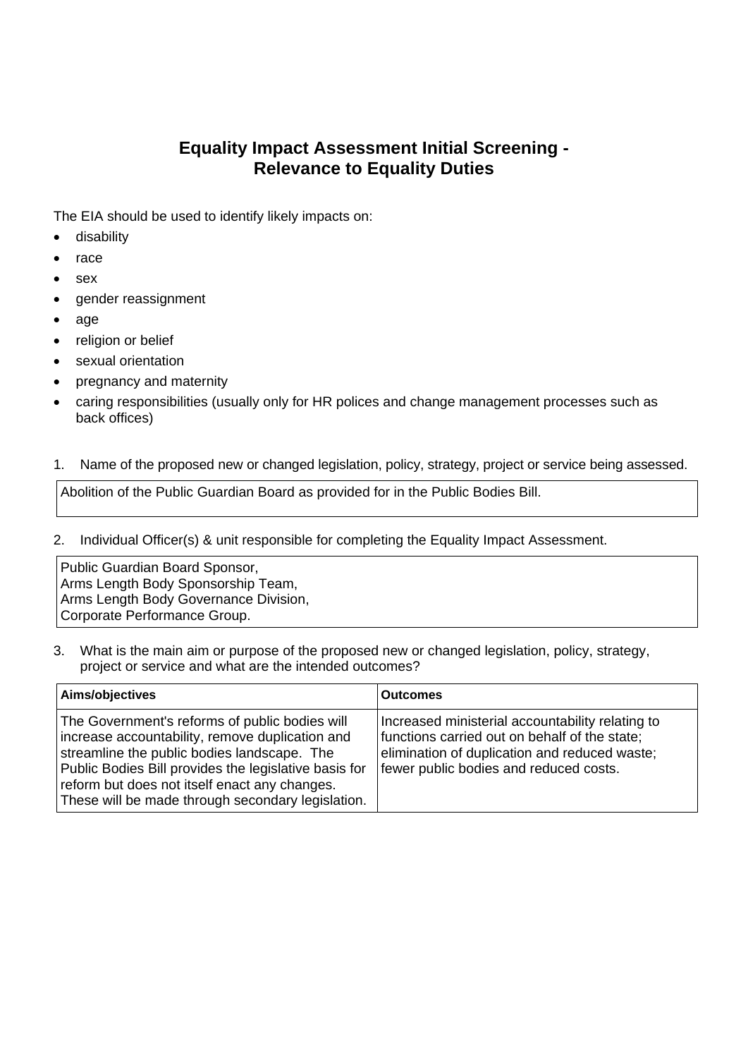# Equality Impact Assessment Initial Screening - Relevance to Equality Duties

The EIA should be used to identify likely impacts on:

- disability
- race
- sex
- gender reassignment
- age
- religion or belief
- sexual orientation
- pregnancy and maternity
- caring responsibilities (usually only for HR polices and change management processes such as back offices)

1. Name of the proposed new or changed legislation, policy, strategy, project or service being assessed.

| Abolition of the Public Guardian Board as provided for in the Public Bodies Bill. |
|---|

2. Individual Officer(s) & unit responsible for completing the Equality Impact Assessment.

| Public Guardian Board Sponsor,<br>Arms Length Body Sponsorship Team,<br>Arms Length Body Governance Division,<br>Corporate Performance Group. |
|---|

3. What is the main aim or purpose of the proposed new or changed legislation, policy, strategy, project or service and what are the intended outcomes?

| Aims/objectives | Outcomes |
|---|---|
| The Government's reforms of public bodies will increase accountability, remove duplication and streamline the public bodies landscape. The Public Bodies Bill provides the legislative basis for reform but does not itself enact any changes. These will be made through secondary legislation. | Increased ministerial accountability relating to functions carried out on behalf of the state; elimination of duplication and reduced waste; fewer public bodies and reduced costs. |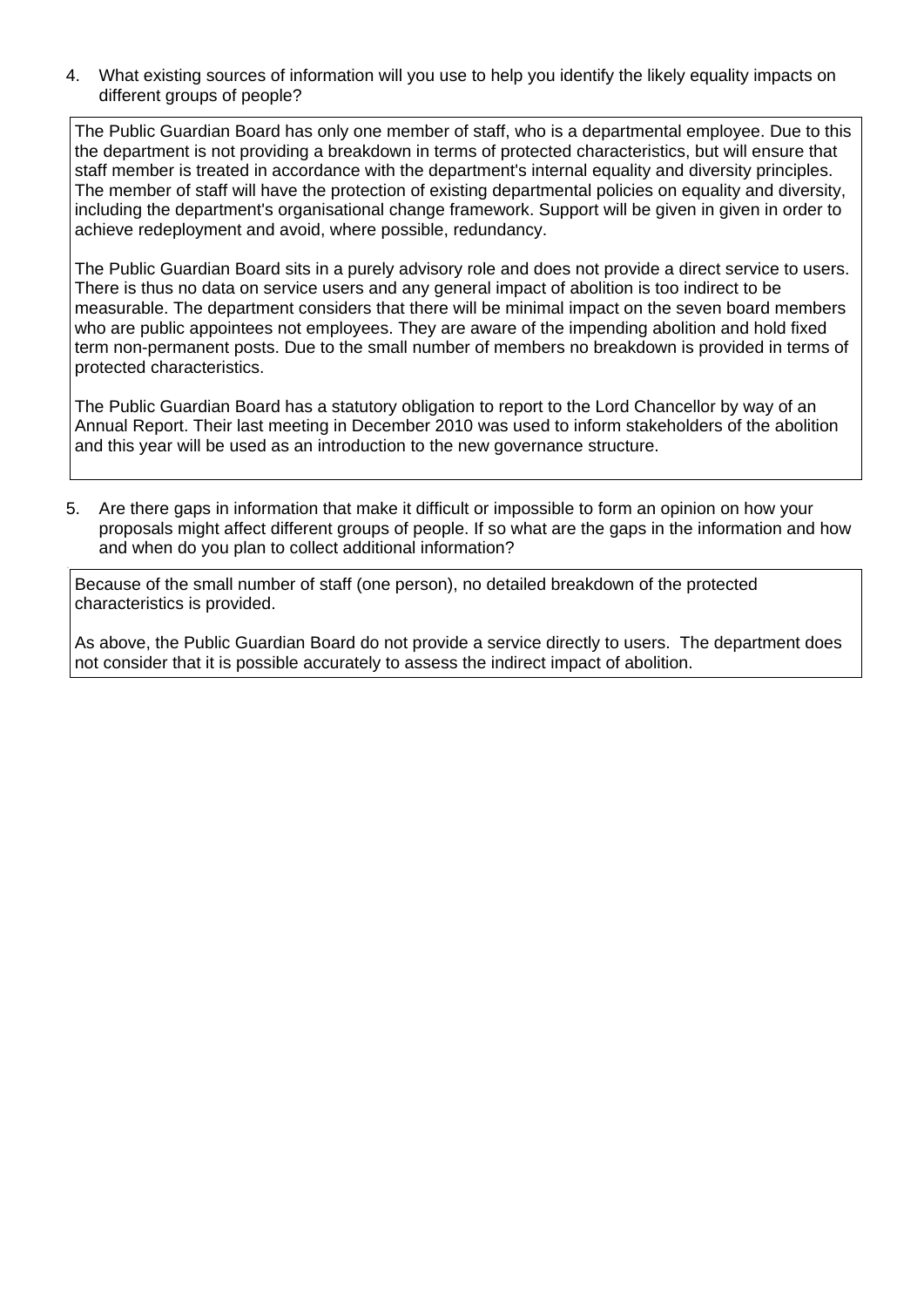4. What existing sources of information will you use to help you identify the likely equality impacts on different groups of people?

The Public Guardian Board has only one member of staff, who is a departmental employee. Due to this the department is not providing a breakdown in terms of protected characteristics, but will ensure that staff member is treated in accordance with the department's internal equality and diversity principles. The member of staff will have the protection of existing departmental policies on equality and diversity, including the department's organisational change framework. Support will be given in given in order to achieve redeployment and avoid, where possible, redundancy.

The Public Guardian Board sits in a purely advisory role and does not provide a direct service to users. There is thus no data on service users and any general impact of abolition is too indirect to be measurable. The department considers that there will be minimal impact on the seven board members who are public appointees not employees. They are aware of the impending abolition and hold fixed term non-permanent posts. Due to the small number of members no breakdown is provided in terms of protected characteristics.

The Public Guardian Board has a statutory obligation to report to the Lord Chancellor by way of an Annual Report. Their last meeting in December 2010 was used to inform stakeholders of the abolition and this year will be used as an introduction to the new governance structure.

5. Are there gaps in information that make it difficult or impossible to form an opinion on how your proposals might affect different groups of people. If so what are the gaps in the information and how and when do you plan to collect additional information?

Because of the small number of staff (one person), no detailed breakdown of the protected characteristics is provided.

As above, the Public Guardian Board do not provide a service directly to users. The department does not consider that it is possible accurately to assess the indirect impact of abolition.